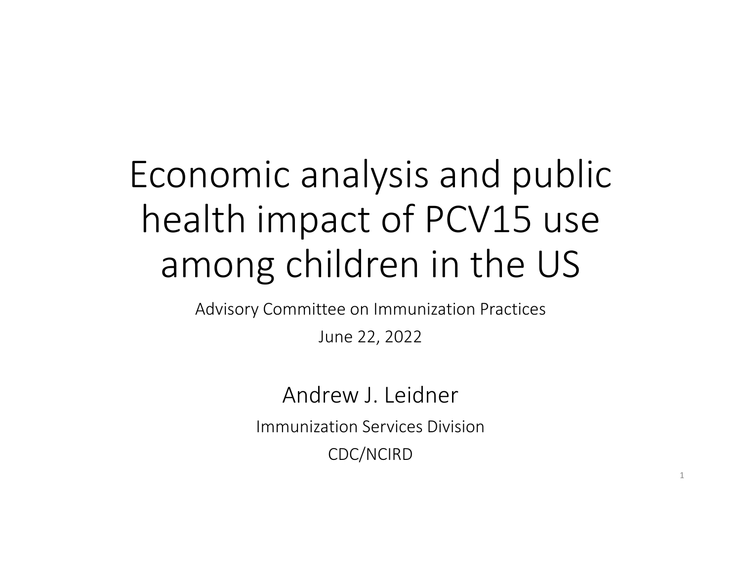# Economic analysis and public health impact of PCV15 use among children in the US

Advisory Committee on Immunization Practices

June 22, 2022

Andrew J. Leidner

Immunization Services Division

CDC/NCIRD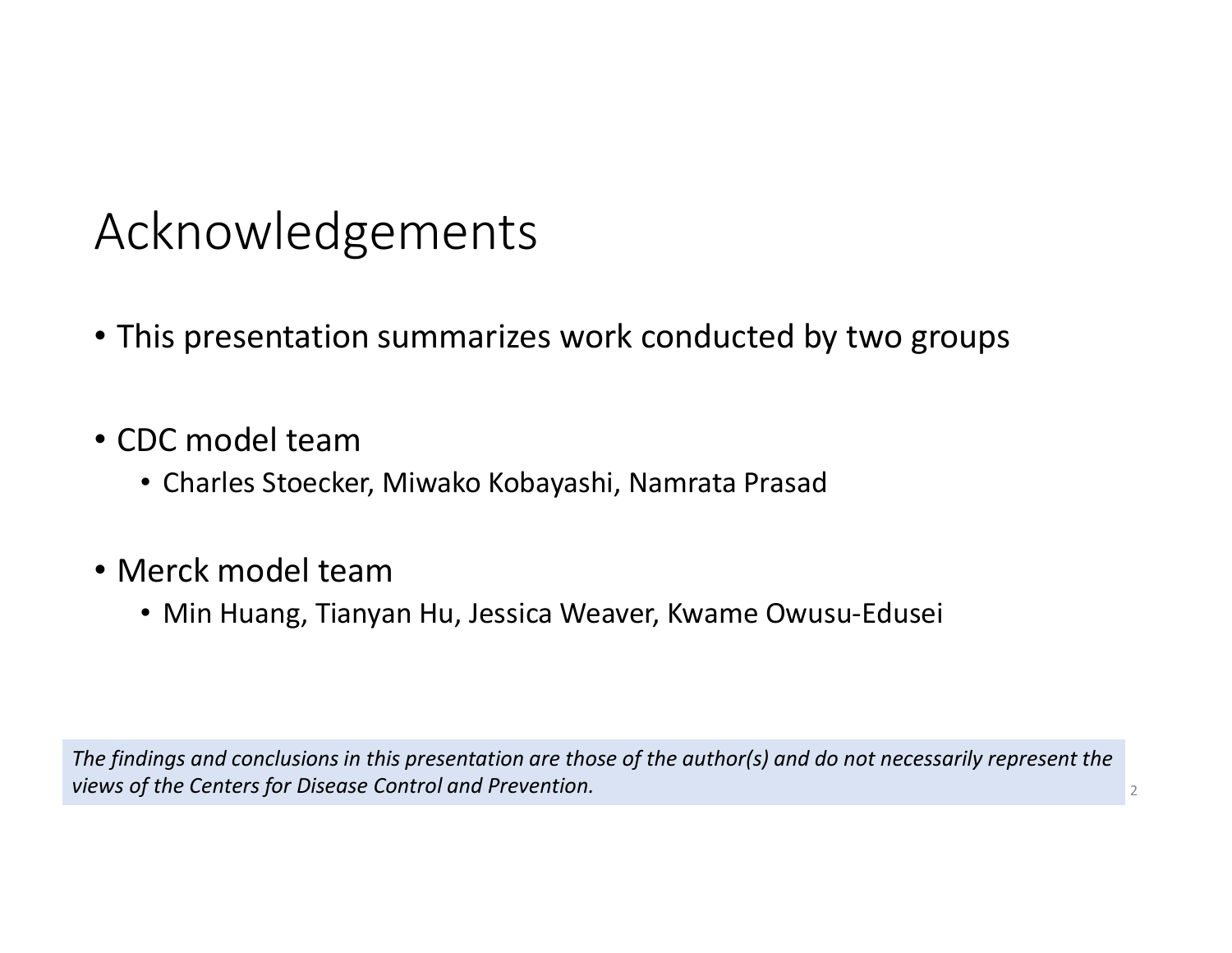# Acknowledgements

- This presentation summarizes work conducted by two groups

- CDC model team
  - Charles Stoecker, Miwako Kobayashi, Namrata Prasad

- Merck model team
  - Min Huang, Tianyan Hu, Jessica Weaver, Kwame Owusu-Edusei

*The findings and conclusions in this presentation are those of the author(s) and do not necessarily represent the views of the Centers for Disease Control and Prevention.*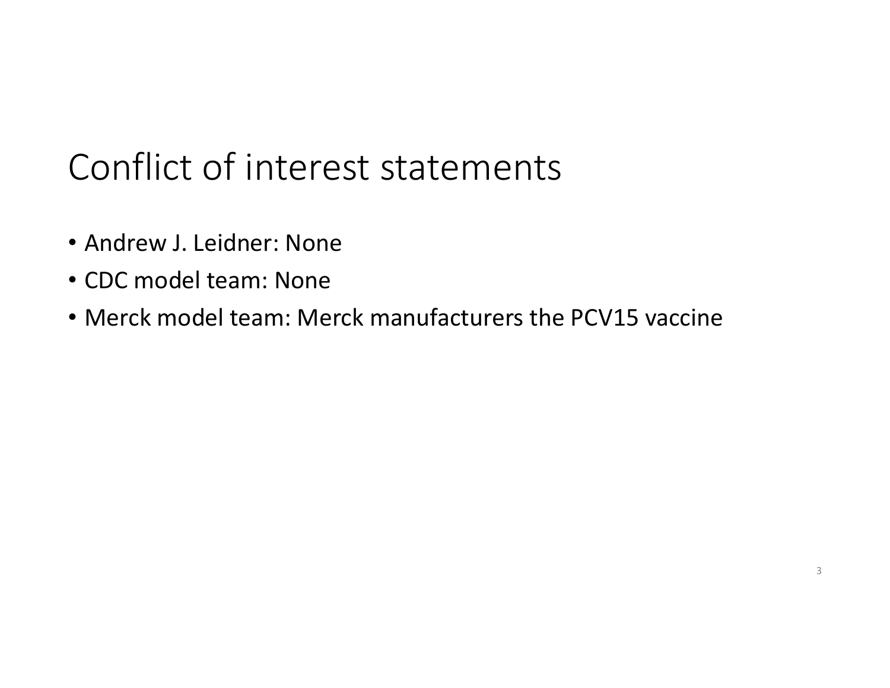# Conflict of interest statements

- Andrew J. Leidner: None
- CDC model team: None
- Merck model team: Merck manufacturers the PCV15 vaccine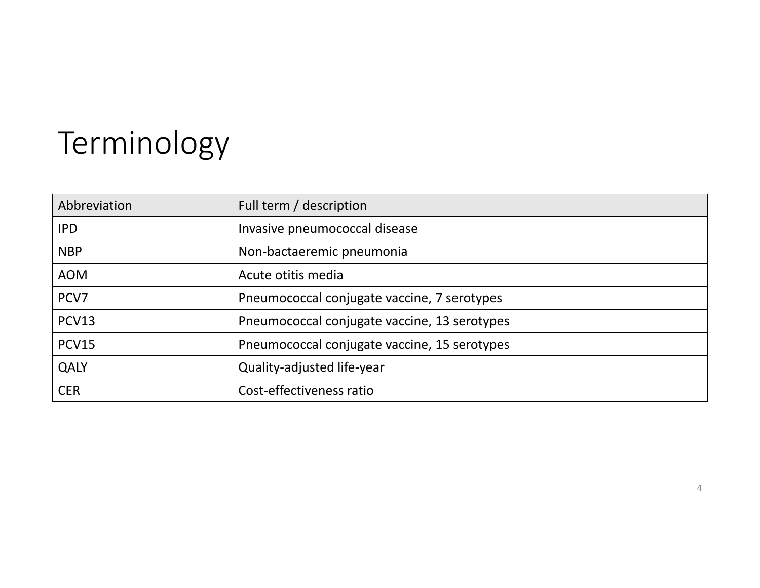# Terminology

| Abbreviation | Full term / description |
|---|---|
| IPD | Invasive pneumococcal disease |
| NBP | Non-bactaeremic pneumonia |
| AOM | Acute otitis media |
| PCV7 | Pneumococcal conjugate vaccine, 7 serotypes |
| PCV13 | Pneumococcal conjugate vaccine, 13 serotypes |
| PCV15 | Pneumococcal conjugate vaccine, 15 serotypes |
| QALY | Quality-adjusted life-year |
| CER | Cost-effectiveness ratio |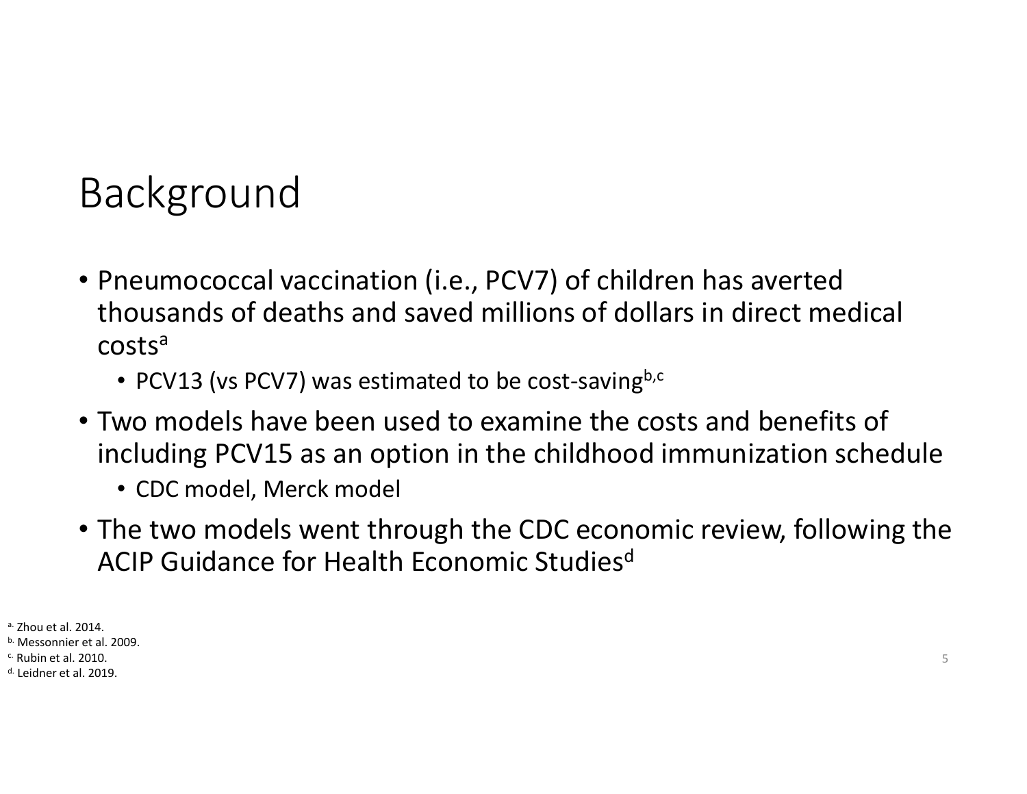# Background

- Pneumococcal vaccination (i.e., PCV7) of children has averted thousands of deaths and saved millions of dollars in direct medical costs[a]
  - PCV13 (vs PCV7) was estimated to be cost-saving[b,c]
- Two models have been used to examine the costs and benefits of including PCV15 as an option in the childhood immunization schedule
  - CDC model, Merck model
- The two models went through the CDC economic review, following the ACIP Guidance for Health Economic Studies[d]

a. Zhou et al. 2014.
b. Messonnier et al. 2009.
c. Rubin et al. 2010.
d. Leidner et al. 2019.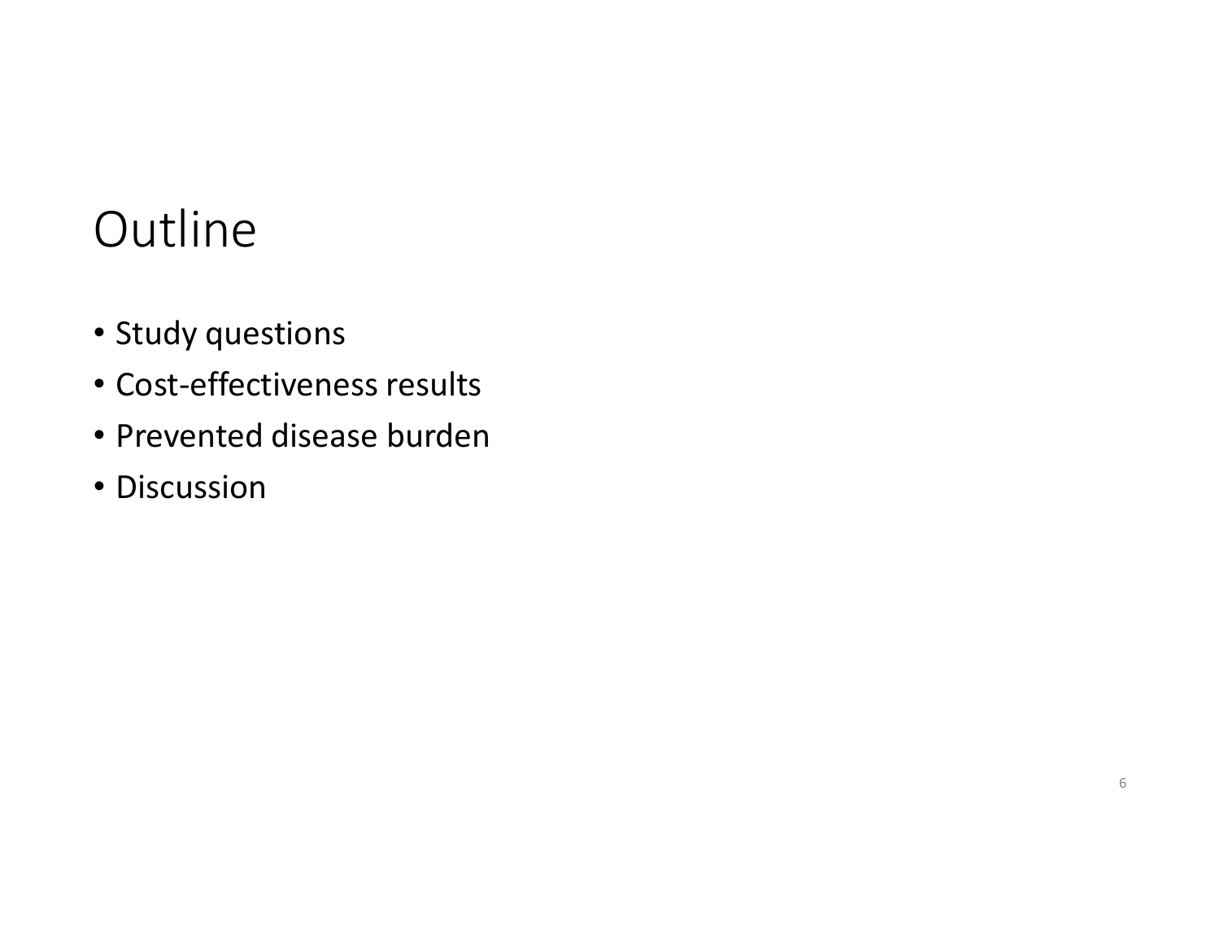# Outline

- Study questions
- Cost-effectiveness results
- Prevented disease burden
- Discussion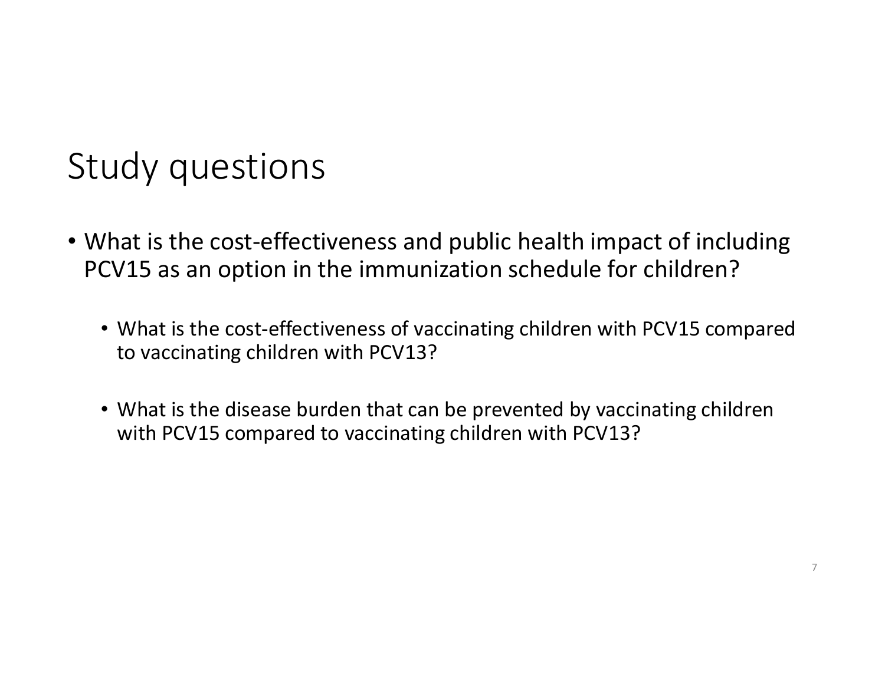# Study questions

- What is the cost-effectiveness and public health impact of including PCV15 as an option in the immunization schedule for children?
  - What is the cost-effectiveness of vaccinating children with PCV15 compared to vaccinating children with PCV13?
  - What is the disease burden that can be prevented by vaccinating children with PCV15 compared to vaccinating children with PCV13?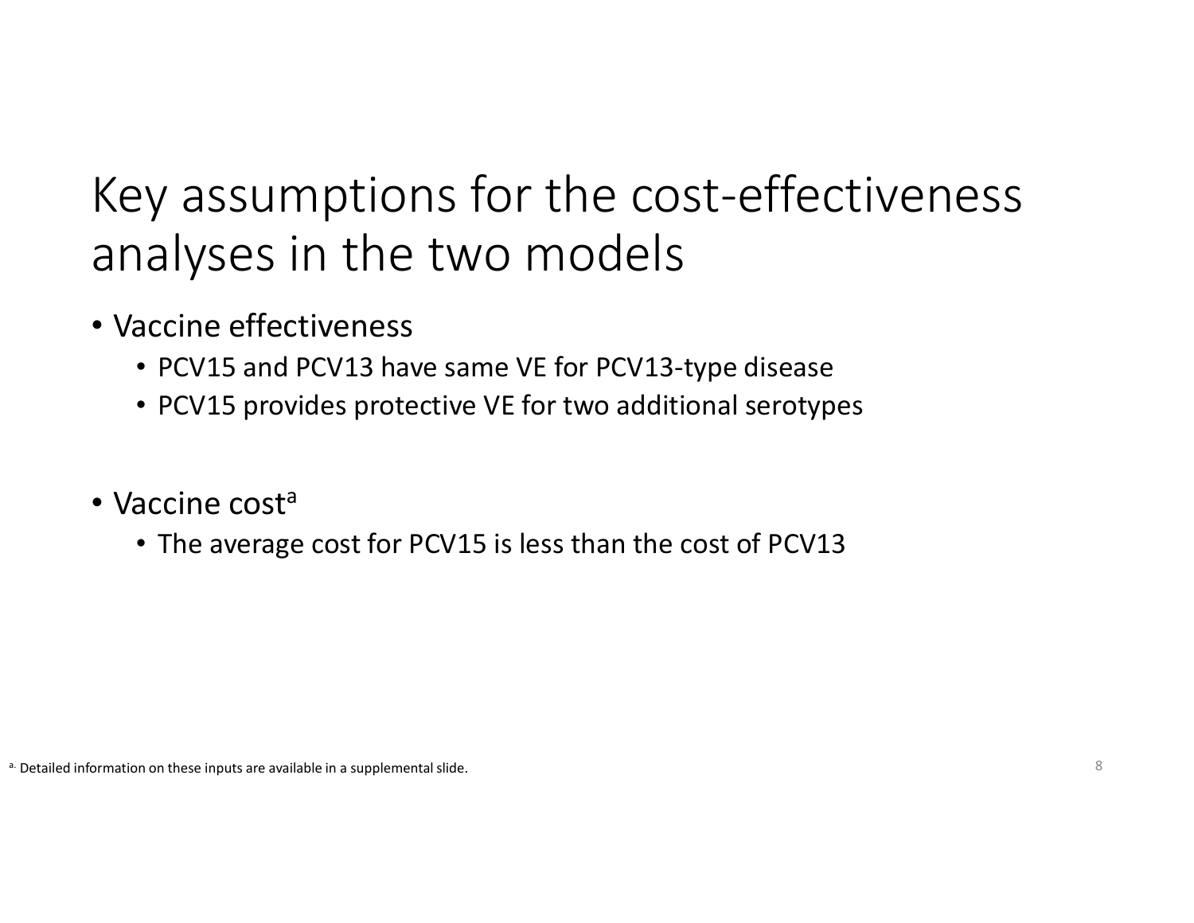# Key assumptions for the cost-effectiveness analyses in the two models

- Vaccine effectiveness
  - PCV15 and PCV13 have same VE for PCV13-type disease
  - PCV15 provides protective VE for two additional serotypes

- Vaccine cost[a]
  - The average cost for PCV15 is less than the cost of PCV13

[a] Detailed information on these inputs are available in a supplemental slide.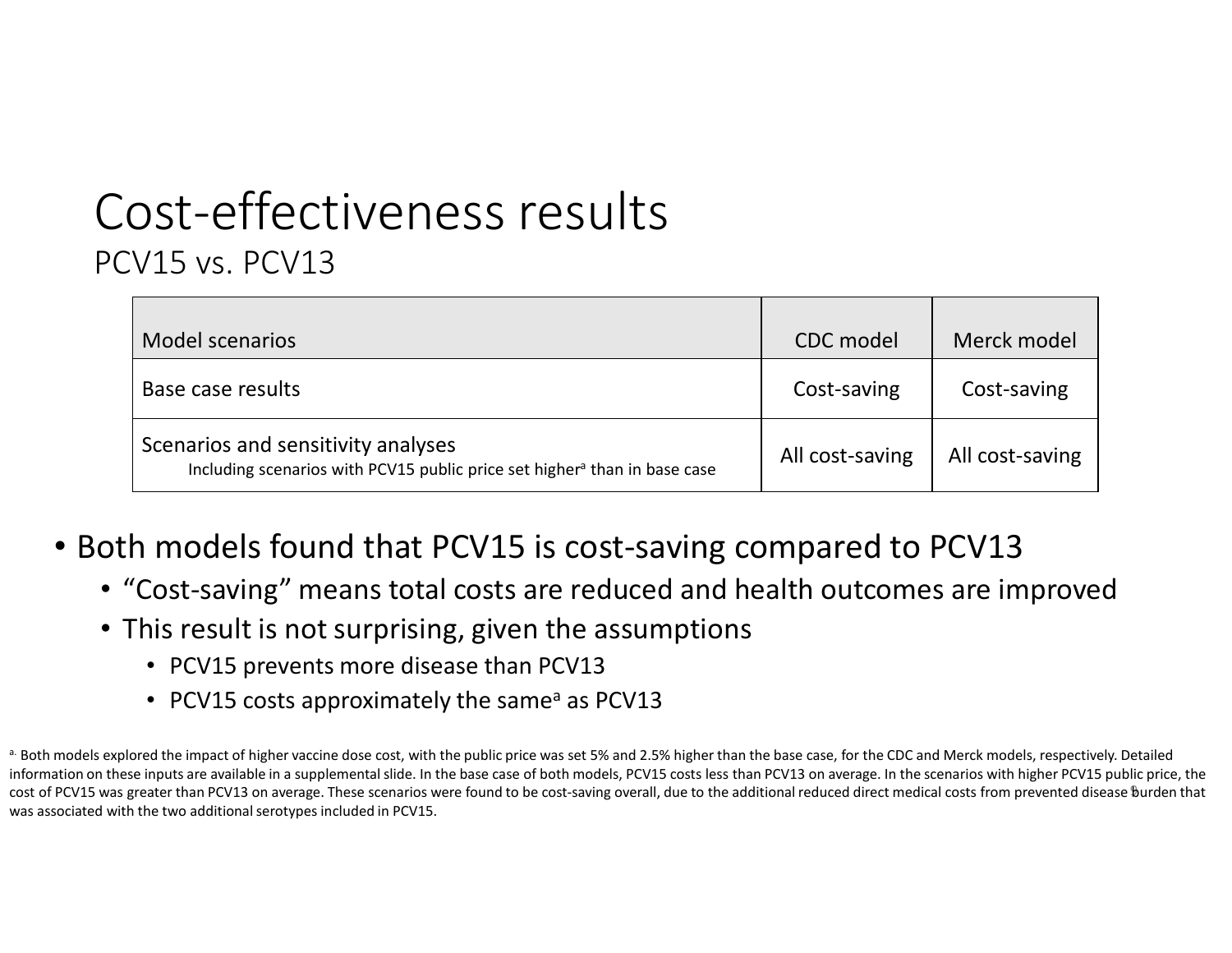# Cost-effectiveness results

## PCV15 vs. PCV13

| Model scenarios | CDC model | Merck model |
|---|---|---|
| Base case results | Cost-saving | Cost-saving |
| Scenarios and sensitivity analyses<br>Including scenarios with PCV15 public price set higher[a] than in base case | All cost-saving | All cost-saving |

- Both models found that PCV15 is cost-saving compared to PCV13
  - "Cost-saving" means total costs are reduced and health outcomes are improved
  - This result is not surprising, given the assumptions
    - PCV15 prevents more disease than PCV13
    - PCV15 costs approximately the same[a] as PCV13

[a] Both models explored the impact of higher vaccine dose cost, with the public price was set 5% and 2.5% higher than the base case, for the CDC and Merck models, respectively. Detailed information on these inputs are available in a supplemental slide. In the base case of both models, PCV15 costs less than PCV13 on average. In the scenarios with higher PCV15 public price, the cost of PCV15 was greater than PCV13 on average. These scenarios were found to be cost-saving overall, due to the additional reduced direct medical costs from prevented disease burden that was associated with the two additional serotypes included in PCV15.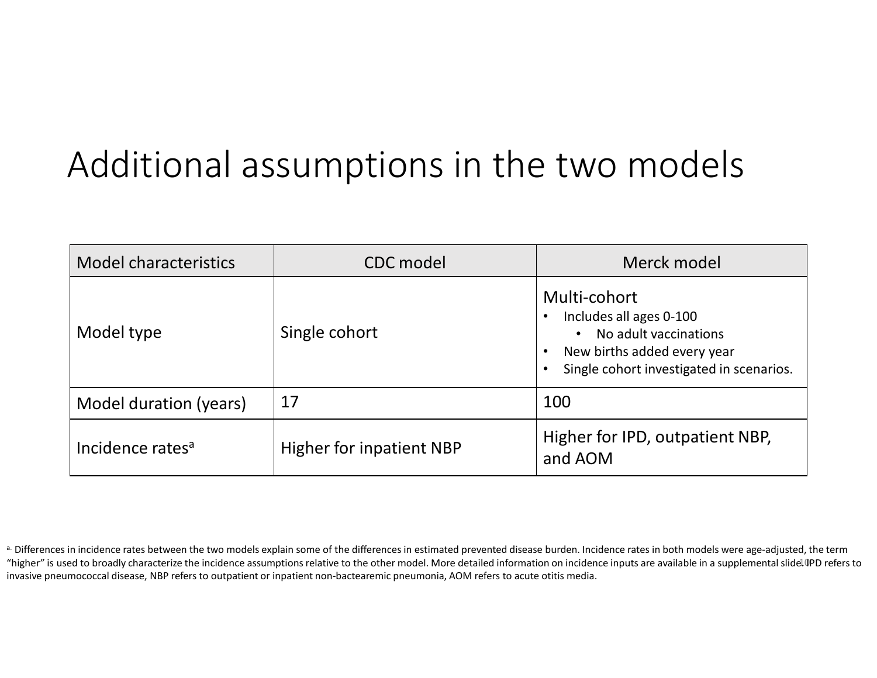# Additional assumptions in the two models

| Model characteristics | CDC model | Merck model |
|---|---|---|
| Model type | Single cohort | Multi-cohort<br>• Includes all ages 0-100<br>  • No adult vaccinations<br>• New births added every year<br>• Single cohort investigated in scenarios. |
| Model duration (years) | 17 | 100 |
| Incidence rates[a] | Higher for inpatient NBP | Higher for IPD, outpatient NBP, and AOM |

[a] Differences in incidence rates between the two models explain some of the differences in estimated prevented disease burden. Incidence rates in both models were age-adjusted, the term "higher" is used to broadly characterize the incidence assumptions relative to the other model. More detailed information on incidence inputs are available in a supplemental slide. IPD refers to invasive pneumococcal disease, NBP refers to outpatient or inpatient non-bactearemic pneumonia, AOM refers to acute otitis media.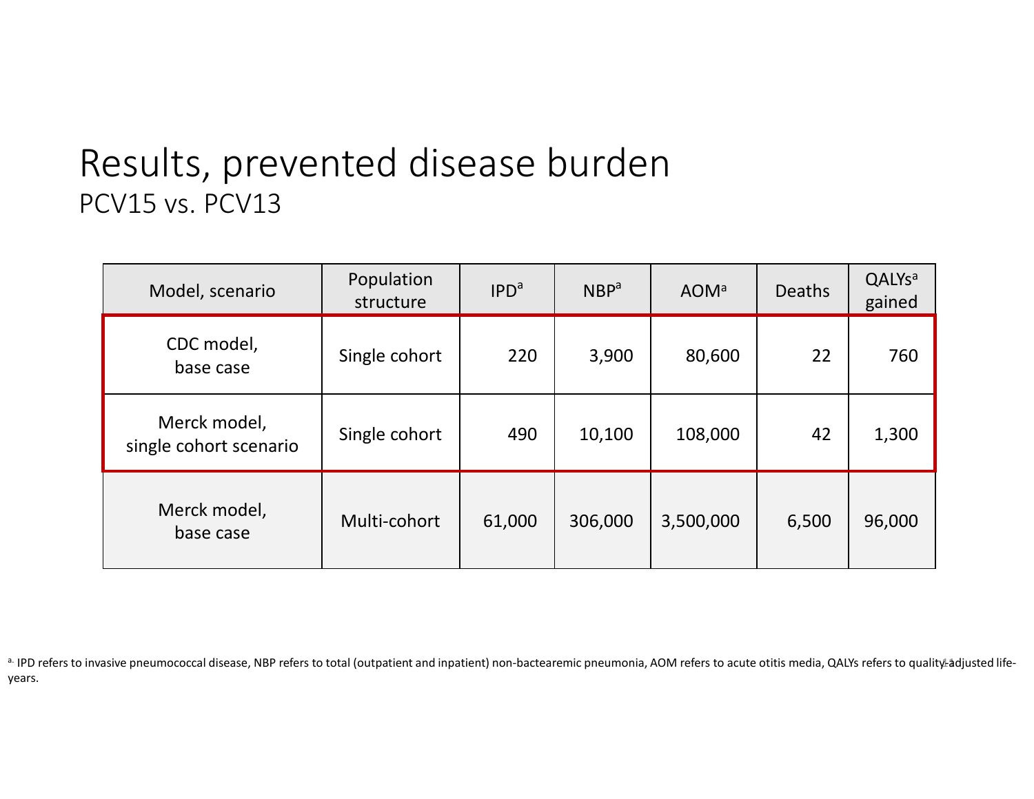# Results, prevented disease burden

## PCV15 vs. PCV13

| Model, scenario | Population structure | IPD[a] | NBP[a] | AOM[a] | Deaths | QALYs[a] gained |
|---|---|---|---|---|---|---|
| CDC model, base case | Single cohort | 220 | 3,900 | 80,600 | 22 | 760 |
| Merck model, single cohort scenario | Single cohort | 490 | 10,100 | 108,000 | 42 | 1,300 |
| Merck model, base case | Multi-cohort | 61,000 | 306,000 | 3,500,000 | 6,500 | 96,000 |

[a] IPD refers to invasive pneumococcal disease, NBP refers to total (outpatient and inpatient) non-bactearemic pneumonia, AOM refers to acute otitis media, QALYs refers to quality-adjusted life-years.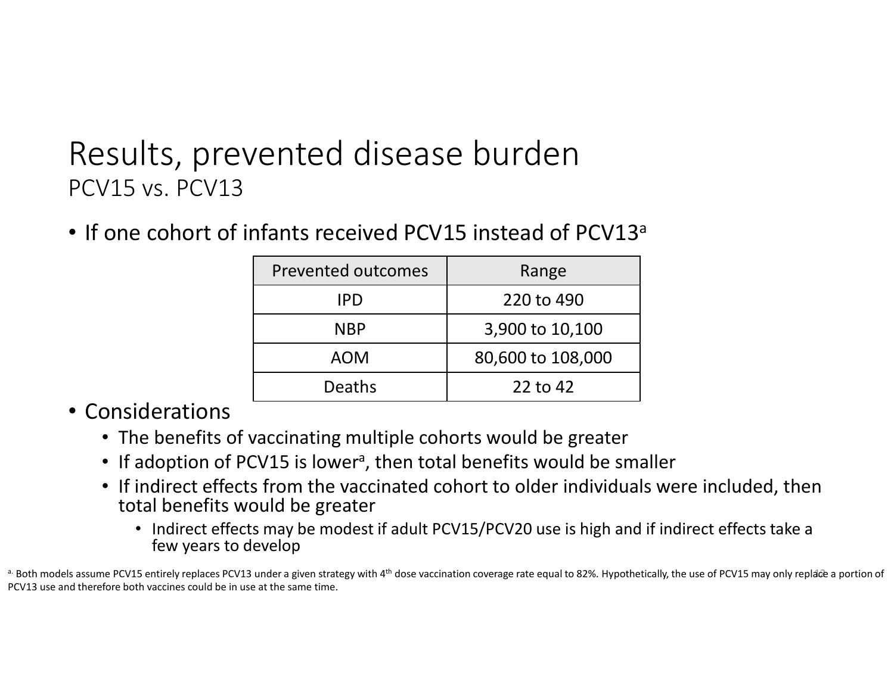# Results, prevented disease burden

## PCV15 vs. PCV13

- If one cohort of infants received PCV15 instead of PCV13[a]

| Prevented outcomes | Range |
|---|---|
| IPD | 220 to 490 |
| NBP | 3,900 to 10,100 |
| AOM | 80,600 to 108,000 |
| Deaths | 22 to 42 |

- Considerations
  - The benefits of vaccinating multiple cohorts would be greater
  - If adoption of PCV15 is lower[a], then total benefits would be smaller
  - If indirect effects from the vaccinated cohort to older individuals were included, then total benefits would be greater
    - Indirect effects may be modest if adult PCV15/PCV20 use is high and if indirect effects take a few years to develop

[a] Both models assume PCV15 entirely replaces PCV13 under a given strategy with 4th dose vaccination coverage rate equal to 82%. Hypothetically, the use of PCV15 may only replace a portion of PCV13 use and therefore both vaccines could be in use at the same time.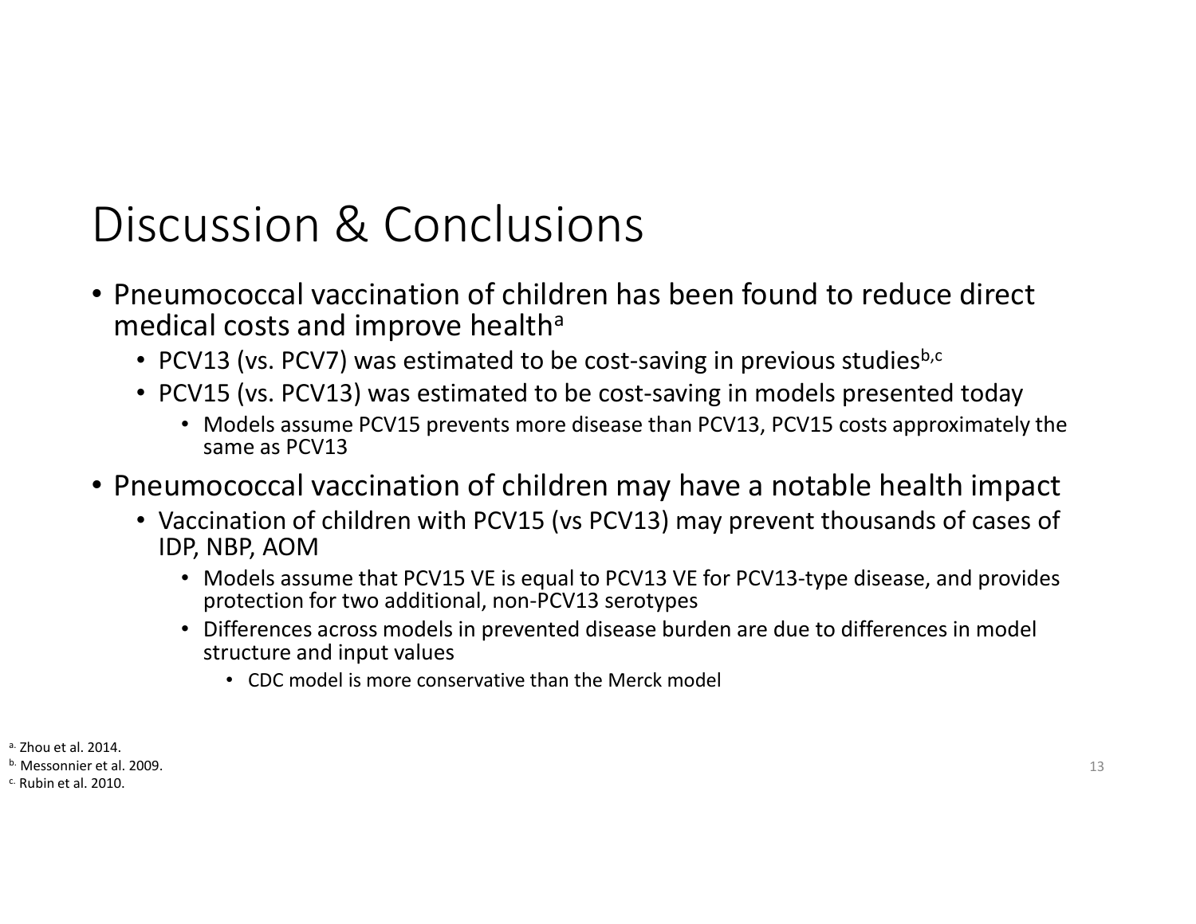# Discussion & Conclusions

- Pneumococcal vaccination of children has been found to reduce direct medical costs and improve health[a]
  - PCV13 (vs. PCV7) was estimated to be cost-saving in previous studies[b,c]
  - PCV15 (vs. PCV13) was estimated to be cost-saving in models presented today
    - Models assume PCV15 prevents more disease than PCV13, PCV15 costs approximately the same as PCV13
- Pneumococcal vaccination of children may have a notable health impact
  - Vaccination of children with PCV15 (vs PCV13) may prevent thousands of cases of IDP, NBP, AOM
    - Models assume that PCV15 VE is equal to PCV13 VE for PCV13-type disease, and provides protection for two additional, non-PCV13 serotypes
    - Differences across models in prevented disease burden are due to differences in model structure and input values
      - CDC model is more conservative than the Merck model

[a] Zhou et al. 2014.
[b] Messonnier et al. 2009.
[c] Rubin et al. 2010.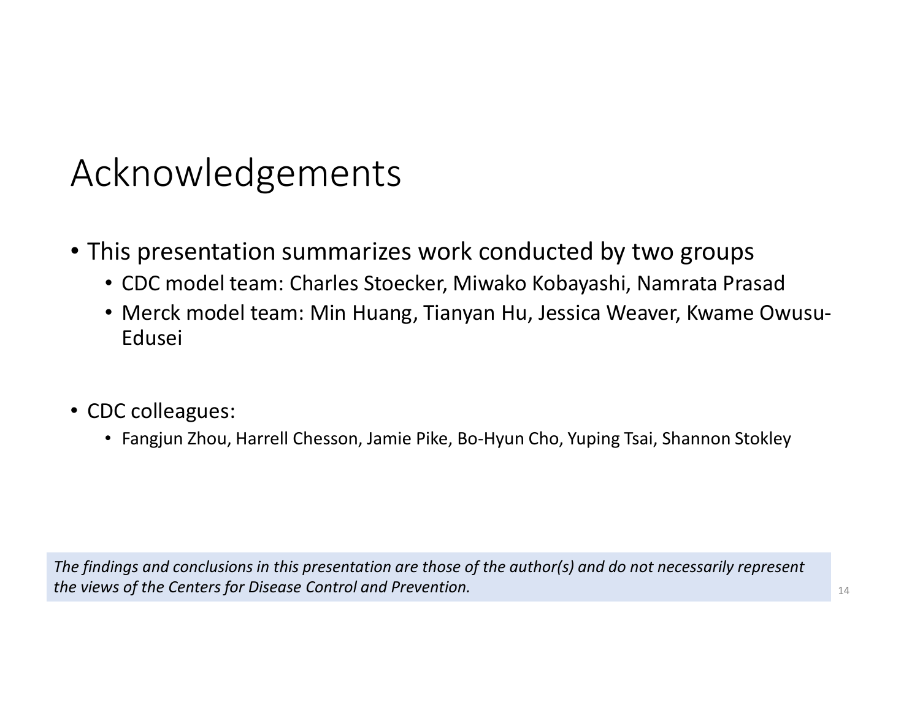# Acknowledgements

- This presentation summarizes work conducted by two groups
  - CDC model team: Charles Stoecker, Miwako Kobayashi, Namrata Prasad
  - Merck model team: Min Huang, Tianyan Hu, Jessica Weaver, Kwame Owusu-Edusei

- CDC colleagues:
  - Fangjun Zhou, Harrell Chesson, Jamie Pike, Bo-Hyun Cho, Yuping Tsai, Shannon Stokley

*The findings and conclusions in this presentation are those of the author(s) and do not necessarily represent the views of the Centers for Disease Control and Prevention.*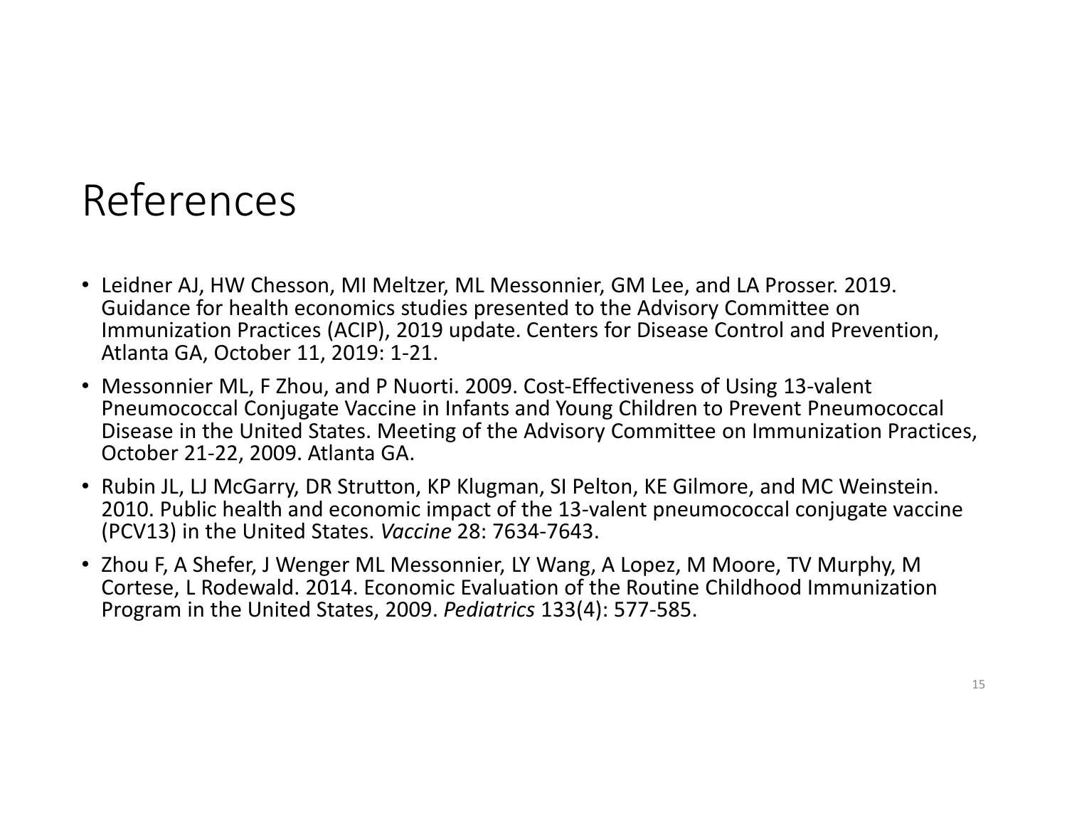# References

- Leidner AJ, HW Chesson, MI Meltzer, ML Messonnier, GM Lee, and LA Prosser. 2019. Guidance for health economics studies presented to the Advisory Committee on Immunization Practices (ACIP), 2019 update. Centers for Disease Control and Prevention, Atlanta GA, October 11, 2019: 1-21.
- Messonnier ML, F Zhou, and P Nuorti. 2009. Cost-Effectiveness of Using 13-valent Pneumococcal Conjugate Vaccine in Infants and Young Children to Prevent Pneumococcal Disease in the United States. Meeting of the Advisory Committee on Immunization Practices, October 21-22, 2009. Atlanta GA.
- Rubin JL, LJ McGarry, DR Strutton, KP Klugman, SI Pelton, KE Gilmore, and MC Weinstein. 2010. Public health and economic impact of the 13-valent pneumococcal conjugate vaccine (PCV13) in the United States. *Vaccine* 28: 7634-7643.
- Zhou F, A Shefer, J Wenger ML Messonnier, LY Wang, A Lopez, M Moore, TV Murphy, M Cortese, L Rodewald. 2014. Economic Evaluation of the Routine Childhood Immunization Program in the United States, 2009. *Pediatrics* 133(4): 577-585.